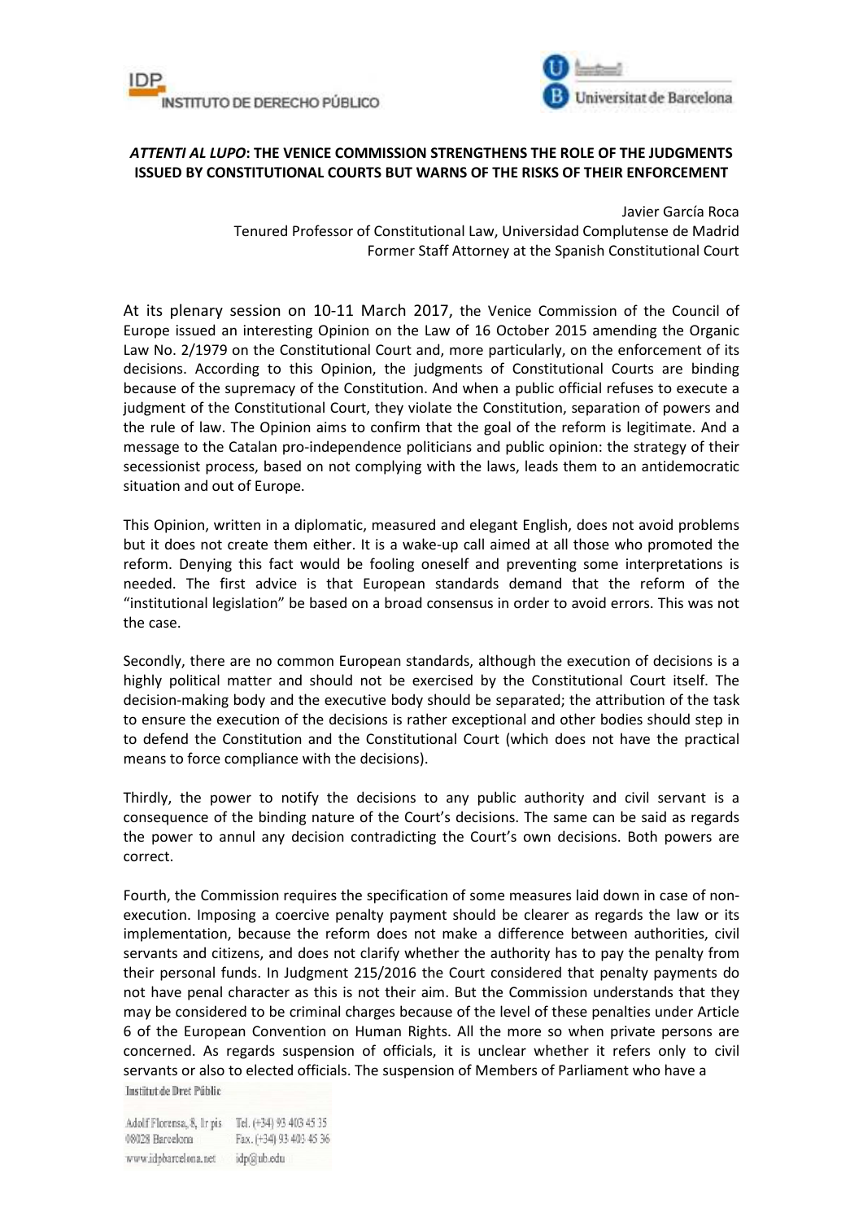## *ATTENTI AL LUPO*: THE VENICE COMMISSION STRENGTHENS THE ROLE OF THE JUDGMENTS ISSUED BY CONSTITUTIONAL COURTS BUT WARNS OF THE RISKS OF THEIR ENFORCEMENT

Javier García Roca
Tenured Professor of Constitutional Law, Universidad Complutense de Madrid
Former Staff Attorney at the Spanish Constitutional Court

At its plenary session on 10-11 March 2017, the Venice Commission of the Council of Europe issued an interesting Opinion on the Law of 16 October 2015 amending the Organic Law No. 2/1979 on the Constitutional Court and, more particularly, on the enforcement of its decisions. According to this Opinion, the judgments of Constitutional Courts are binding because of the supremacy of the Constitution. And when a public official refuses to execute a judgment of the Constitutional Court, they violate the Constitution, separation of powers and the rule of law. The Opinion aims to confirm that the goal of the reform is legitimate. And a message to the Catalan pro-independence politicians and public opinion: the strategy of their secessionist process, based on not complying with the laws, leads them to an antidemocratic situation and out of Europe.

This Opinion, written in a diplomatic, measured and elegant English, does not avoid problems but it does not create them either. It is a wake-up call aimed at all those who promoted the reform. Denying this fact would be fooling oneself and preventing some interpretations is needed. The first advice is that European standards demand that the reform of the "institutional legislation" be based on a broad consensus in order to avoid errors. This was not the case.

Secondly, there are no common European standards, although the execution of decisions is a highly political matter and should not be exercised by the Constitutional Court itself. The decision-making body and the executive body should be separated; the attribution of the task to ensure the execution of the decisions is rather exceptional and other bodies should step in to defend the Constitution and the Constitutional Court (which does not have the practical means to force compliance with the decisions).

Thirdly, the power to notify the decisions to any public authority and civil servant is a consequence of the binding nature of the Court's decisions. The same can be said as regards the power to annul any decision contradicting the Court's own decisions. Both powers are correct.

Fourth, the Commission requires the specification of some measures laid down in case of non-execution. Imposing a coercive penalty payment should be clearer as regards the law or its implementation, because the reform does not make a difference between authorities, civil servants and citizens, and does not clarify whether the authority has to pay the penalty from their personal funds. In Judgment 215/2016 the Court considered that penalty payments do not have penal character as this is not their aim. But the Commission understands that they may be considered to be criminal charges because of the level of these penalties under Article 6 of the European Convention on Human Rights. All the more so when private persons are concerned. As regards suspension of officials, it is unclear whether it refers only to civil servants or also to elected officials. The suspension of Members of Parliament who have a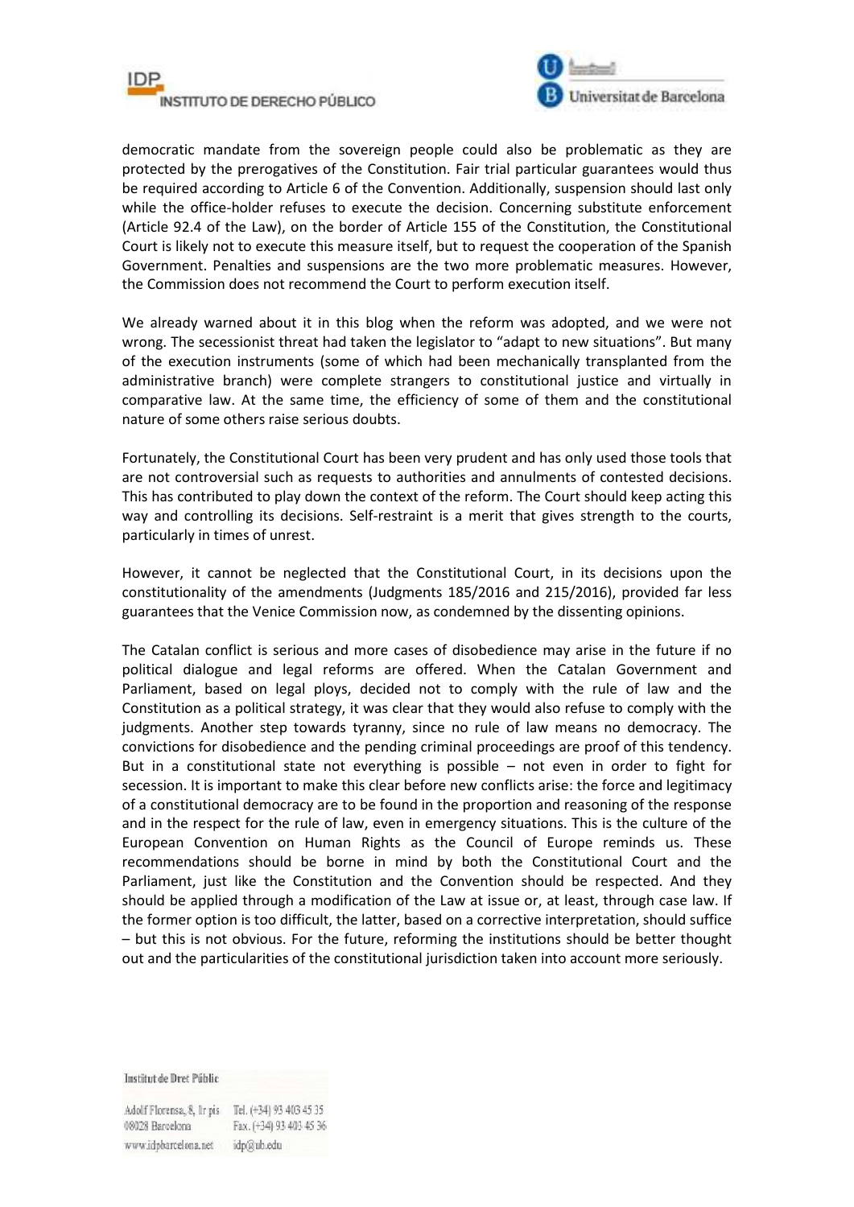democratic mandate from the sovereign people could also be problematic as they are protected by the prerogatives of the Constitution. Fair trial particular guarantees would thus be required according to Article 6 of the Convention. Additionally, suspension should last only while the office-holder refuses to execute the decision. Concerning substitute enforcement (Article 92.4 of the Law), on the border of Article 155 of the Constitution, the Constitutional Court is likely not to execute this measure itself, but to request the cooperation of the Spanish Government. Penalties and suspensions are the two more problematic measures. However, the Commission does not recommend the Court to perform execution itself.

We already warned about it in this blog when the reform was adopted, and we were not wrong. The secessionist threat had taken the legislator to "adapt to new situations". But many of the execution instruments (some of which had been mechanically transplanted from the administrative branch) were complete strangers to constitutional justice and virtually in comparative law. At the same time, the efficiency of some of them and the constitutional nature of some others raise serious doubts.

Fortunately, the Constitutional Court has been very prudent and has only used those tools that are not controversial such as requests to authorities and annulments of contested decisions. This has contributed to play down the context of the reform. The Court should keep acting this way and controlling its decisions. Self-restraint is a merit that gives strength to the courts, particularly in times of unrest.

However, it cannot be neglected that the Constitutional Court, in its decisions upon the constitutionality of the amendments (Judgments 185/2016 and 215/2016), provided far less guarantees that the Venice Commission now, as condemned by the dissenting opinions.

The Catalan conflict is serious and more cases of disobedience may arise in the future if no political dialogue and legal reforms are offered. When the Catalan Government and Parliament, based on legal ploys, decided not to comply with the rule of law and the Constitution as a political strategy, it was clear that they would also refuse to comply with the judgments. Another step towards tyranny, since no rule of law means no democracy. The convictions for disobedience and the pending criminal proceedings are proof of this tendency. But in a constitutional state not everything is possible – not even in order to fight for secession. It is important to make this clear before new conflicts arise: the force and legitimacy of a constitutional democracy are to be found in the proportion and reasoning of the response and in the respect for the rule of law, even in emergency situations. This is the culture of the European Convention on Human Rights as the Council of Europe reminds us. These recommendations should be borne in mind by both the Constitutional Court and the Parliament, just like the Constitution and the Convention should be respected. And they should be applied through a modification of the Law at issue or, at least, through case law. If the former option is too difficult, the latter, based on a corrective interpretation, should suffice – but this is not obvious. For the future, reforming the institutions should be better thought out and the particularities of the constitutional jurisdiction taken into account more seriously.